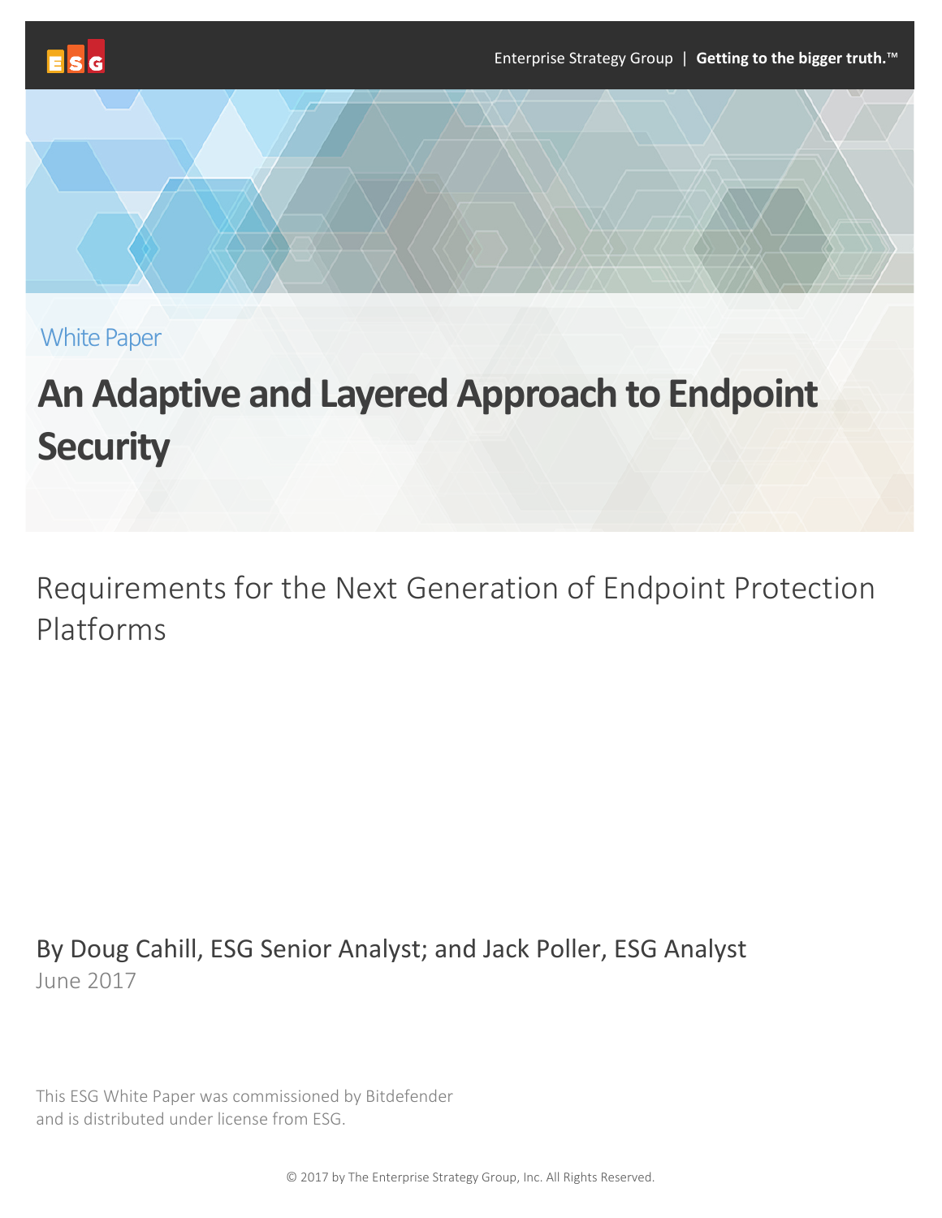Enterprise Strategy Group | **Getting to the bigger truth.™**

White Paper

# An Adaptive and Layered Approach to Endpoint Security

## Requirements for the Next Generation of Endpoint Protection Platforms

By Doug Cahill, ESG Senior Analyst; and Jack Poller, ESG Analyst

June 2017

This ESG White Paper was commissioned by Bitdefender and is distributed under license from ESG.

© 2017 by The Enterprise Strategy Group, Inc. All Rights Reserved.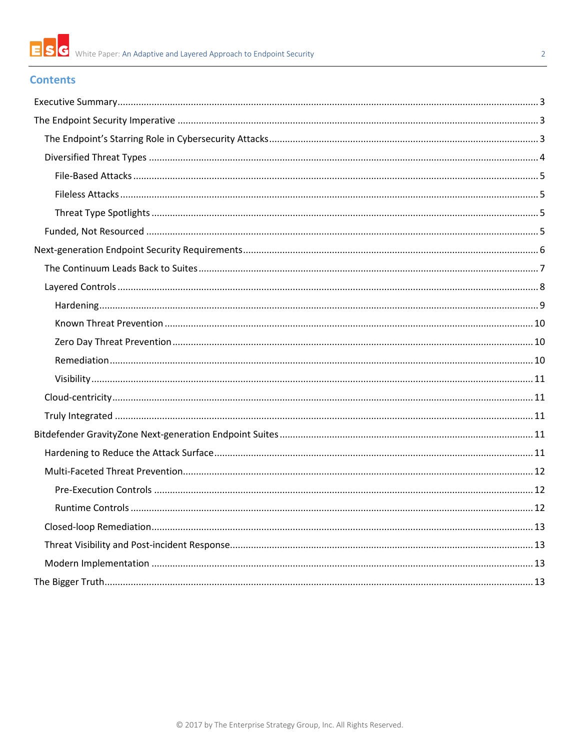## Contents

- Executive Summary ..... 3
- The Endpoint Security Imperative ..... 3
  - The Endpoint's Starring Role in Cybersecurity Attacks ..... 3
  - Diversified Threat Types ..... 4
    - File-Based Attacks ..... 5
    - Fileless Attacks ..... 5
    - Threat Type Spotlights ..... 5
  - Funded, Not Resourced ..... 5
- Next-generation Endpoint Security Requirements ..... 6
  - The Continuum Leads Back to Suites ..... 7
  - Layered Controls ..... 8
    - Hardening ..... 9
    - Known Threat Prevention ..... 10
    - Zero Day Threat Prevention ..... 10
    - Remediation ..... 10
    - Visibility ..... 11
  - Cloud-centricity ..... 11
  - Truly Integrated ..... 11
- Bitdefender GravityZone Next-generation Endpoint Suites ..... 11
  - Hardening to Reduce the Attack Surface ..... 11
  - Multi-Faceted Threat Prevention ..... 12
    - Pre-Execution Controls ..... 12
    - Runtime Controls ..... 12
  - Closed-loop Remediation ..... 13
  - Threat Visibility and Post-incident Response ..... 13
  - Modern Implementation ..... 13
- The Bigger Truth ..... 13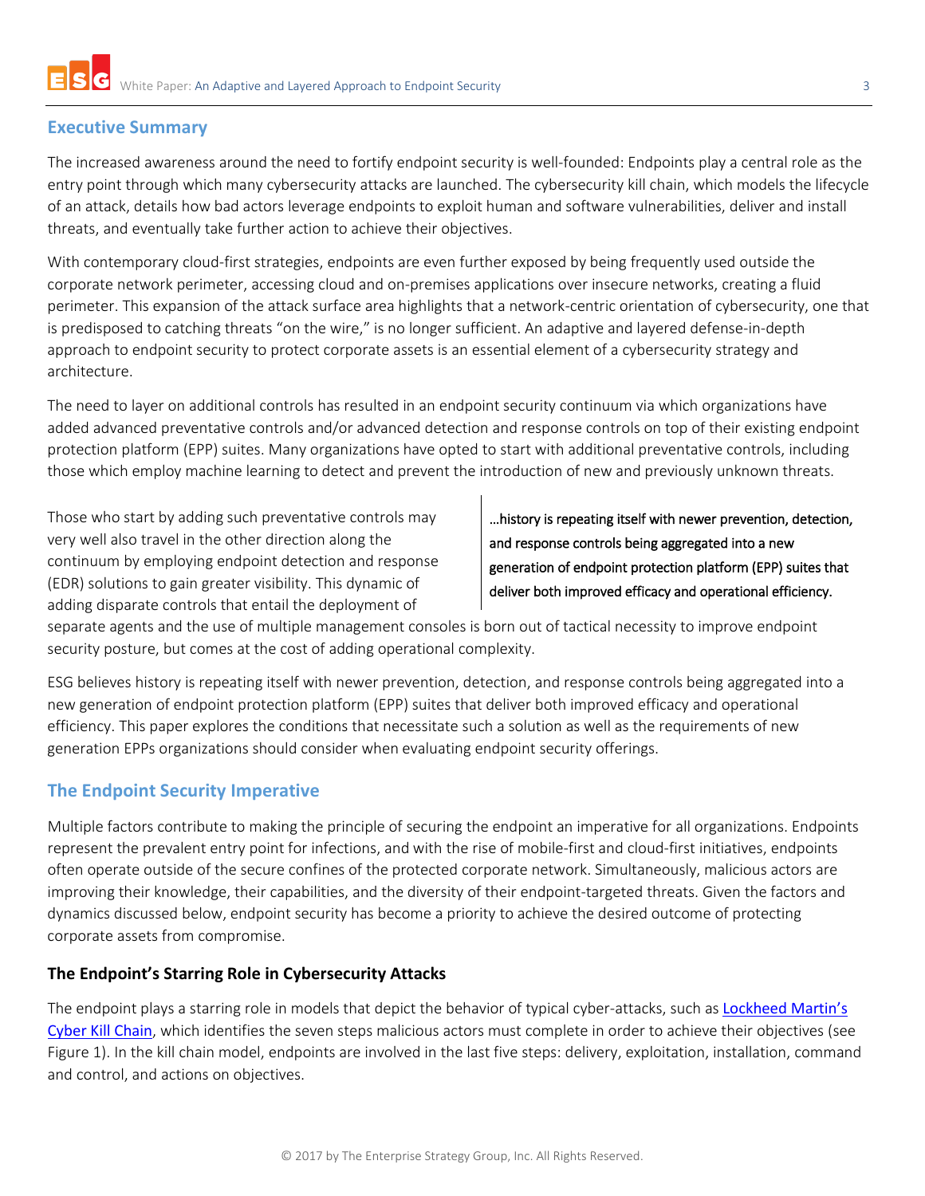## Executive Summary

The increased awareness around the need to fortify endpoint security is well-founded: Endpoints play a central role as the entry point through which many cybersecurity attacks are launched. The cybersecurity kill chain, which models the lifecycle of an attack, details how bad actors leverage endpoints to exploit human and software vulnerabilities, deliver and install threats, and eventually take further action to achieve their objectives.

With contemporary cloud-first strategies, endpoints are even further exposed by being frequently used outside the corporate network perimeter, accessing cloud and on-premises applications over insecure networks, creating a fluid perimeter. This expansion of the attack surface area highlights that a network-centric orientation of cybersecurity, one that is predisposed to catching threats "on the wire," is no longer sufficient. An adaptive and layered defense-in-depth approach to endpoint security to protect corporate assets is an essential element of a cybersecurity strategy and architecture.

The need to layer on additional controls has resulted in an endpoint security continuum via which organizations have added advanced preventative controls and/or advanced detection and response controls on top of their existing endpoint protection platform (EPP) suites. Many organizations have opted to start with additional preventative controls, including those which employ machine learning to detect and prevent the introduction of new and previously unknown threats.

Those who start by adding such preventative controls may very well also travel in the other direction along the continuum by employing endpoint detection and response (EDR) solutions to gain greater visibility. This dynamic of adding disparate controls that entail the deployment of separate agents and the use of multiple management consoles is born out of tactical necessity to improve endpoint security posture, but comes at the cost of adding operational complexity.

> …history is repeating itself with newer prevention, detection, and response controls being aggregated into a new generation of endpoint protection platform (EPP) suites that deliver both improved efficacy and operational efficiency.

ESG believes history is repeating itself with newer prevention, detection, and response controls being aggregated into a new generation of endpoint protection platform (EPP) suites that deliver both improved efficacy and operational efficiency. This paper explores the conditions that necessitate such a solution as well as the requirements of new generation EPPs organizations should consider when evaluating endpoint security offerings.

## The Endpoint Security Imperative

Multiple factors contribute to making the principle of securing the endpoint an imperative for all organizations. Endpoints represent the prevalent entry point for infections, and with the rise of mobile-first and cloud-first initiatives, endpoints often operate outside of the secure confines of the protected corporate network. Simultaneously, malicious actors are improving their knowledge, their capabilities, and the diversity of their endpoint-targeted threats. Given the factors and dynamics discussed below, endpoint security has become a priority to achieve the desired outcome of protecting corporate assets from compromise.

### The Endpoint's Starring Role in Cybersecurity Attacks

The endpoint plays a starring role in models that depict the behavior of typical cyber-attacks, such as Lockheed Martin's Cyber Kill Chain, which identifies the seven steps malicious actors must complete in order to achieve their objectives (see Figure 1). In the kill chain model, endpoints are involved in the last five steps: delivery, exploitation, installation, command and control, and actions on objectives.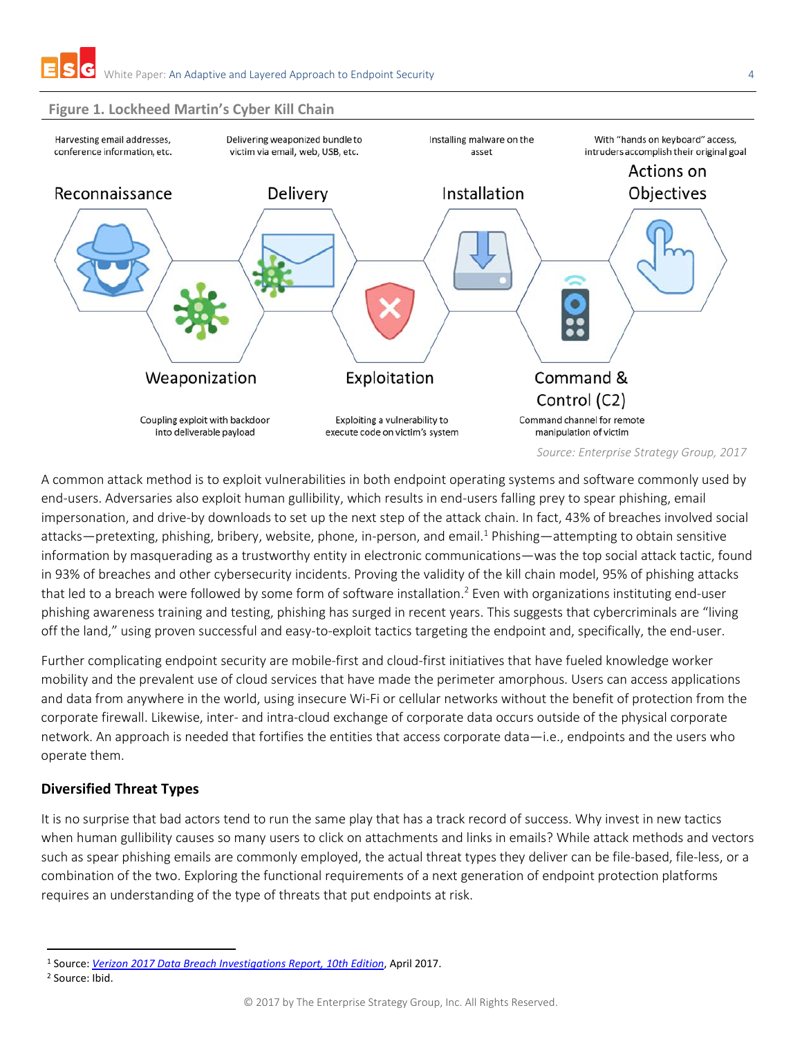**Figure 1. Lockheed Martin's Cyber Kill Chain**

**Reconnaissance**: Harvesting email addresses, conference information, etc.

**Weaponization**: Coupling exploit with backdoor into deliverable payload

**Delivery**: Delivering weaponized bundle to victim via email, web, USB, etc.

**Exploitation**: Exploiting a vulnerability to execute code on victim's system

**Installation**: Installing malware on the asset

**Command & Control (C2)**: Command channel for remote manipulation of victim

**Actions on Objectives**: With "hands on keyboard" access, intruders accomplish their original goal

*Source: Enterprise Strategy Group, 2017*

A common attack method is to exploit vulnerabilities in both endpoint operating systems and software commonly used by end-users. Adversaries also exploit human gullibility, which results in end-users falling prey to spear phishing, email impersonation, and drive-by downloads to set up the next step of the attack chain. In fact, 43% of breaches involved social attacks—pretexting, phishing, bribery, website, phone, in-person, and email.[1] Phishing—attempting to obtain sensitive information by masquerading as a trustworthy entity in electronic communications—was the top social attack tactic, found in 93% of breaches and other cybersecurity incidents. Proving the validity of the kill chain model, 95% of phishing attacks that led to a breach were followed by some form of software installation.[2] Even with organizations instituting end-user phishing awareness training and testing, phishing has surged in recent years. This suggests that cybercriminals are "living off the land," using proven successful and easy-to-exploit tactics targeting the endpoint and, specifically, the end-user.

Further complicating endpoint security are mobile-first and cloud-first initiatives that have fueled knowledge worker mobility and the prevalent use of cloud services that have made the perimeter amorphous. Users can access applications and data from anywhere in the world, using insecure Wi-Fi or cellular networks without the benefit of protection from the corporate firewall. Likewise, inter- and intra-cloud exchange of corporate data occurs outside of the physical corporate network. An approach is needed that fortifies the entities that access corporate data—i.e., endpoints and the users who operate them.

### Diversified Threat Types

It is no surprise that bad actors tend to run the same play that has a track record of success. Why invest in new tactics when human gullibility causes so many users to click on attachments and links in emails? While attack methods and vectors such as spear phishing emails are commonly employed, the actual threat types they deliver can be file-based, file-less, or a combination of the two. Exploring the functional requirements of a next generation of endpoint protection platforms requires an understanding of the type of threats that put endpoints at risk.

---

[1] Source: *Verizon 2017 Data Breach Investigations Report, 10th Edition*, April 2017.

[2] Source: Ibid.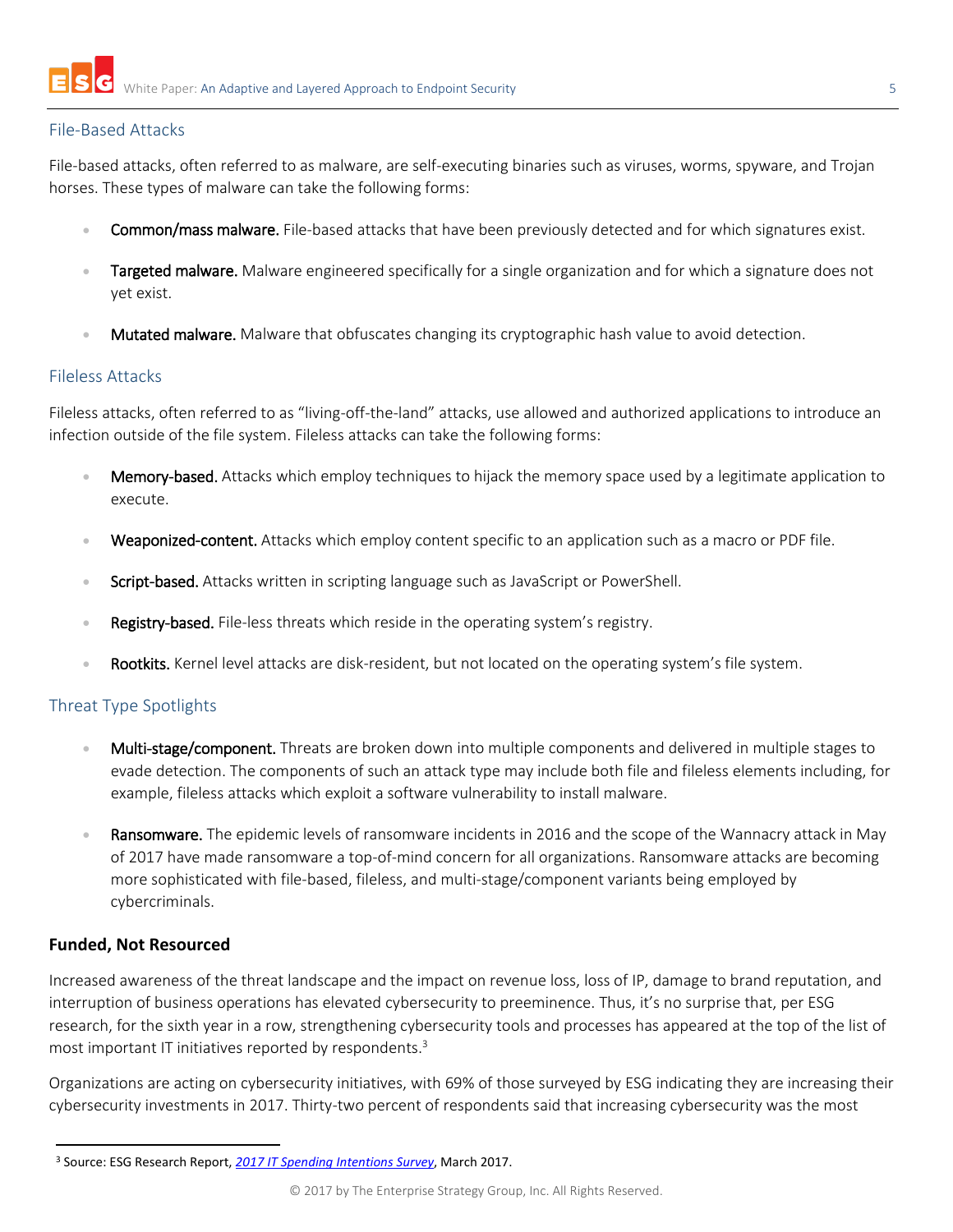### File-Based Attacks

File-based attacks, often referred to as malware, are self-executing binaries such as viruses, worms, spyware, and Trojan horses. These types of malware can take the following forms:

- **Common/mass malware.** File-based attacks that have been previously detected and for which signatures exist.
- **Targeted malware.** Malware engineered specifically for a single organization and for which a signature does not yet exist.
- **Mutated malware.** Malware that obfuscates changing its cryptographic hash value to avoid detection.

### Fileless Attacks

Fileless attacks, often referred to as "living-off-the-land" attacks, use allowed and authorized applications to introduce an infection outside of the file system. Fileless attacks can take the following forms:

- **Memory-based.** Attacks which employ techniques to hijack the memory space used by a legitimate application to execute.
- **Weaponized-content.** Attacks which employ content specific to an application such as a macro or PDF file.
- **Script-based.** Attacks written in scripting language such as JavaScript or PowerShell.
- **Registry-based.** File-less threats which reside in the operating system's registry.
- **Rootkits.** Kernel level attacks are disk-resident, but not located on the operating system's file system.

### Threat Type Spotlights

- **Multi-stage/component.** Threats are broken down into multiple components and delivered in multiple stages to evade detection. The components of such an attack type may include both file and fileless elements including, for example, fileless attacks which exploit a software vulnerability to install malware.
- **Ransomware.** The epidemic levels of ransomware incidents in 2016 and the scope of the Wannacry attack in May of 2017 have made ransomware a top-of-mind concern for all organizations. Ransomware attacks are becoming more sophisticated with file-based, fileless, and multi-stage/component variants being employed by cybercriminals.

## Funded, Not Resourced

Increased awareness of the threat landscape and the impact on revenue loss, loss of IP, damage to brand reputation, and interruption of business operations has elevated cybersecurity to preeminence. Thus, it's no surprise that, per ESG research, for the sixth year in a row, strengthening cybersecurity tools and processes has appeared at the top of the list of most important IT initiatives reported by respondents.[3]

Organizations are acting on cybersecurity initiatives, with 69% of those surveyed by ESG indicating they are increasing their cybersecurity investments in 2017. Thirty-two percent of respondents said that increasing cybersecurity was the most

[3] Source: ESG Research Report, *2017 IT Spending Intentions Survey*, March 2017.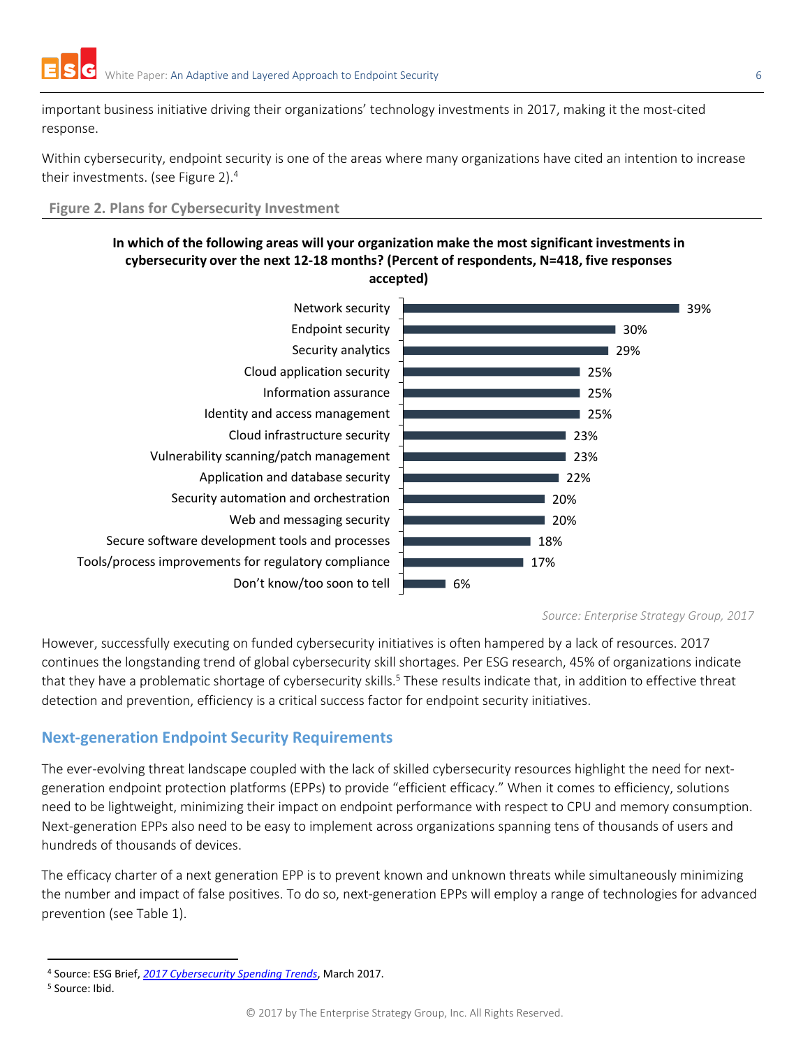important business initiative driving their organizations' technology investments in 2017, making it the most-cited response.

Within cybersecurity, endpoint security is one of the areas where many organizations have cited an intention to increase their investments. (see Figure 2).[4]

**Figure 2. Plans for Cybersecurity Investment**

**In which of the following areas will your organization make the most significant investments in cybersecurity over the next 12-18 months? (Percent of respondents, N=418, five responses accepted)**

| Area | Percent |
|---|---|
| Network security | 39% |
| Endpoint security | 30% |
| Security analytics | 29% |
| Cloud application security | 25% |
| Information assurance | 25% |
| Identity and access management | 25% |
| Cloud infrastructure security | 23% |
| Vulnerability scanning/patch management | 23% |
| Application and database security | 22% |
| Security automation and orchestration | 20% |
| Web and messaging security | 20% |
| Secure software development tools and processes | 18% |
| Tools/process improvements for regulatory compliance | 17% |
| Don't know/too soon to tell | 6% |

*Source: Enterprise Strategy Group, 2017*

However, successfully executing on funded cybersecurity initiatives is often hampered by a lack of resources. 2017 continues the longstanding trend of global cybersecurity skill shortages. Per ESG research, 45% of organizations indicate that they have a problematic shortage of cybersecurity skills.[5] These results indicate that, in addition to effective threat detection and prevention, efficiency is a critical success factor for endpoint security initiatives.

## Next-generation Endpoint Security Requirements

The ever-evolving threat landscape coupled with the lack of skilled cybersecurity resources highlight the need for next-generation endpoint protection platforms (EPPs) to provide "efficient efficacy." When it comes to efficiency, solutions need to be lightweight, minimizing their impact on endpoint performance with respect to CPU and memory consumption. Next-generation EPPs also need to be easy to implement across organizations spanning tens of thousands of users and hundreds of thousands of devices.

The efficacy charter of a next generation EPP is to prevent known and unknown threats while simultaneously minimizing the number and impact of false positives. To do so, next-generation EPPs will employ a range of technologies for advanced prevention (see Table 1).

---

[4] Source: ESG Brief, *2017 Cybersecurity Spending Trends*, March 2017.

[5] Source: Ibid.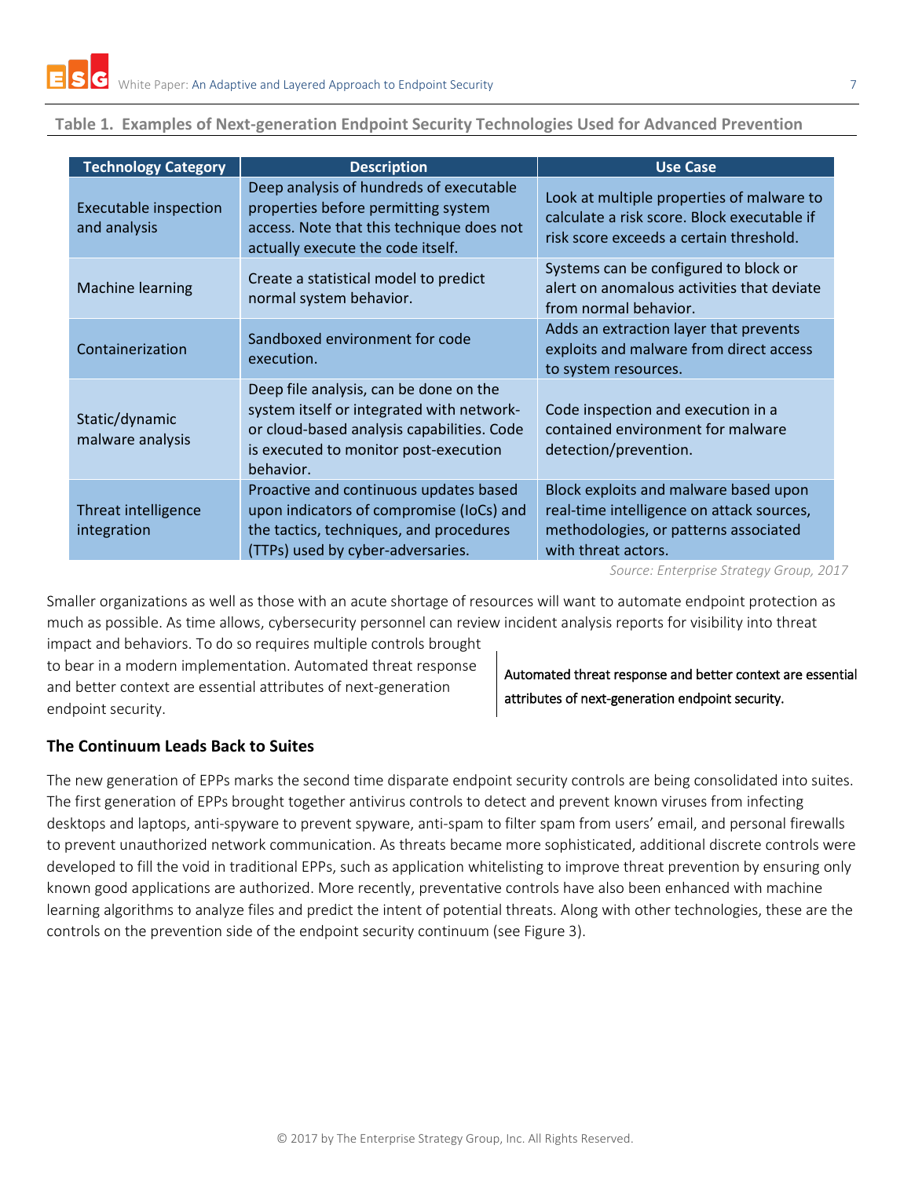**Table 1. Examples of Next-generation Endpoint Security Technologies Used for Advanced Prevention**

| Technology Category | Description | Use Case |
|---|---|---|
| Executable inspection and analysis | Deep analysis of hundreds of executable properties before permitting system access. Note that this technique does not actually execute the code itself. | Look at multiple properties of malware to calculate a risk score. Block executable if risk score exceeds a certain threshold. |
| Machine learning | Create a statistical model to predict normal system behavior. | Systems can be configured to block or alert on anomalous activities that deviate from normal behavior. |
| Containerization | Sandboxed environment for code execution. | Adds an extraction layer that prevents exploits and malware from direct access to system resources. |
| Static/dynamic malware analysis | Deep file analysis, can be done on the system itself or integrated with network- or cloud-based analysis capabilities. Code is executed to monitor post-execution behavior. | Code inspection and execution in a contained environment for malware detection/prevention. |
| Threat intelligence integration | Proactive and continuous updates based upon indicators of compromise (IoCs) and the tactics, techniques, and procedures (TTPs) used by cyber-adversaries. | Block exploits and malware based upon real-time intelligence on attack sources, methodologies, or patterns associated with threat actors. |

*Source: Enterprise Strategy Group, 2017*

Smaller organizations as well as those with an acute shortage of resources will want to automate endpoint protection as much as possible. As time allows, cybersecurity personnel can review incident analysis reports for visibility into threat impact and behaviors. To do so requires multiple controls brought to bear in a modern implementation. Automated threat response and better context are essential attributes of next-generation endpoint security.

> Automated threat response and better context are essential attributes of next-generation endpoint security.

### The Continuum Leads Back to Suites

The new generation of EPPs marks the second time disparate endpoint security controls are being consolidated into suites. The first generation of EPPs brought together antivirus controls to detect and prevent known viruses from infecting desktops and laptops, anti-spyware to prevent spyware, anti-spam to filter spam from users' email, and personal firewalls to prevent unauthorized network communication. As threats became more sophisticated, additional discrete controls were developed to fill the void in traditional EPPs, such as application whitelisting to improve threat prevention by ensuring only known good applications are authorized. More recently, preventative controls have also been enhanced with machine learning algorithms to analyze files and predict the intent of potential threats. Along with other technologies, these are the controls on the prevention side of the endpoint security continuum (see Figure 3).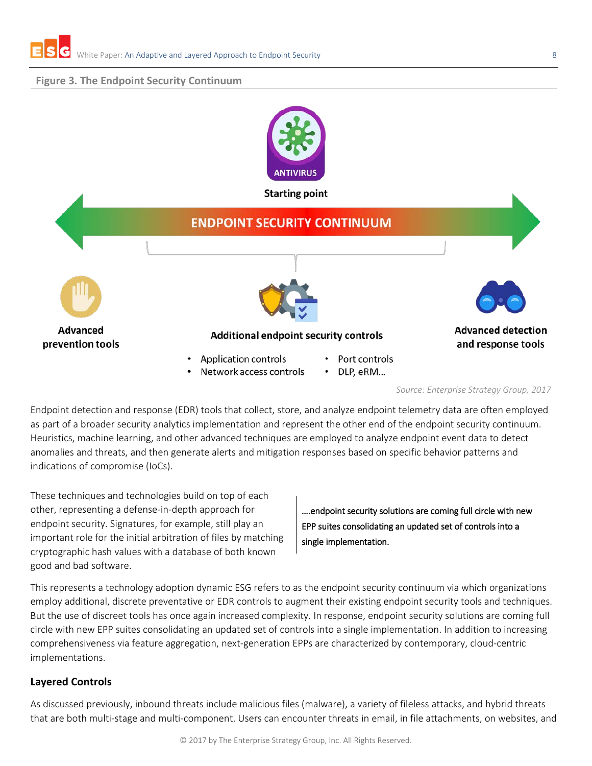**Figure 3. The Endpoint Security Continuum**

ANTIVIRUS

Starting point

ENDPOINT SECURITY CONTINUUM

**Advanced prevention tools**

**Additional endpoint security controls**

- Application controls
- Network access controls
- Port controls
- DLP, eRM…

**Advanced detection and response tools**

*Source: Enterprise Strategy Group, 2017*

Endpoint detection and response (EDR) tools that collect, store, and analyze endpoint telemetry data are often employed as part of a broader security analytics implementation and represent the other end of the endpoint security continuum. Heuristics, machine learning, and other advanced techniques are employed to analyze endpoint event data to detect anomalies and threats, and then generate alerts and mitigation responses based on specific behavior patterns and indications of compromise (IoCs).

These techniques and technologies build on top of each other, representing a defense-in-depth approach for endpoint security. Signatures, for example, still play an important role for the initial arbitration of files by matching cryptographic hash values with a database of both known good and bad software.

> ….endpoint security solutions are coming full circle with new EPP suites consolidating an updated set of controls into a single implementation.

This represents a technology adoption dynamic ESG refers to as the endpoint security continuum via which organizations employ additional, discrete preventative or EDR controls to augment their existing endpoint security tools and techniques. But the use of discreet tools has once again increased complexity. In response, endpoint security solutions are coming full circle with new EPP suites consolidating an updated set of controls into a single implementation. In addition to increasing comprehensiveness via feature aggregation, next-generation EPPs are characterized by contemporary, cloud-centric implementations.

## Layered Controls

As discussed previously, inbound threats include malicious files (malware), a variety of fileless attacks, and hybrid threats that are both multi-stage and multi-component. Users can encounter threats in email, in file attachments, on websites, and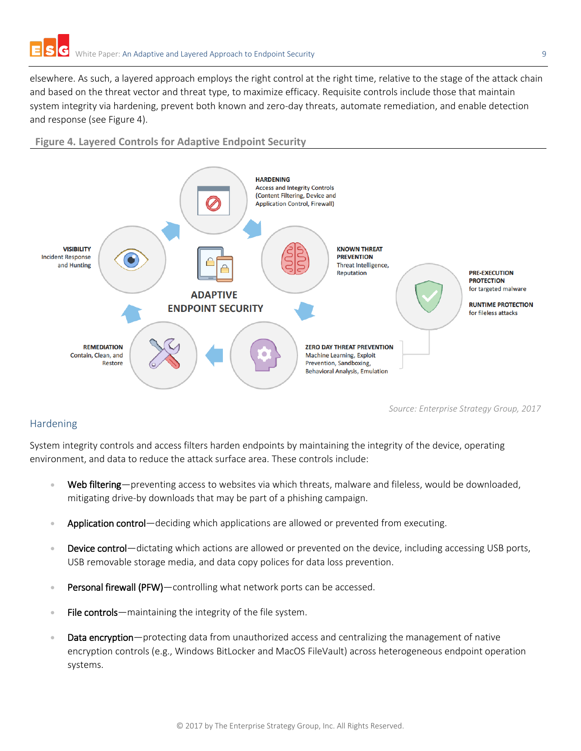elsewhere. As such, a layered approach employs the right control at the right time, relative to the stage of the attack chain and based on the threat vector and threat type, to maximize efficacy. Requisite controls include those that maintain system integrity via hardening, prevent both known and zero-day threats, automate remediation, and enable detection and response (see Figure 4).

**Figure 4. Layered Controls for Adaptive Endpoint Security**

ADAPTIVE ENDPOINT SECURITY

**HARDENING**
Access and Integrity Controls (Content Filtering, Device and Application Control, Firewall)

**KNOWN THREAT PREVENTION**
Threat Intelligence, Reputation

**PRE-EXECUTION PROTECTION**
for targeted malware

**RUNTIME PROTECTION**
for fileless attacks

**ZERO DAY THREAT PREVENTION**
Machine Learning, Exploit Prevention, Sandboxing, Behavioral Analysis, Emulation

**REMEDIATION**
Contain, Clean, and Restore

**VISIBILITY**
Incident Response and Hunting

*Source: Enterprise Strategy Group, 2017*

## Hardening

System integrity controls and access filters harden endpoints by maintaining the integrity of the device, operating environment, and data to reduce the attack surface area. These controls include:

- Web filtering—preventing access to websites via which threats, malware and fileless, would be downloaded, mitigating drive-by downloads that may be part of a phishing campaign.
- Application control—deciding which applications are allowed or prevented from executing.
- Device control—dictating which actions are allowed or prevented on the device, including accessing USB ports, USB removable storage media, and data copy polices for data loss prevention.
- Personal firewall (PFW)—controlling what network ports can be accessed.
- File controls—maintaining the integrity of the file system.
- Data encryption—protecting data from unauthorized access and centralizing the management of native encryption controls (e.g., Windows BitLocker and MacOS FileVault) across heterogeneous endpoint operation systems.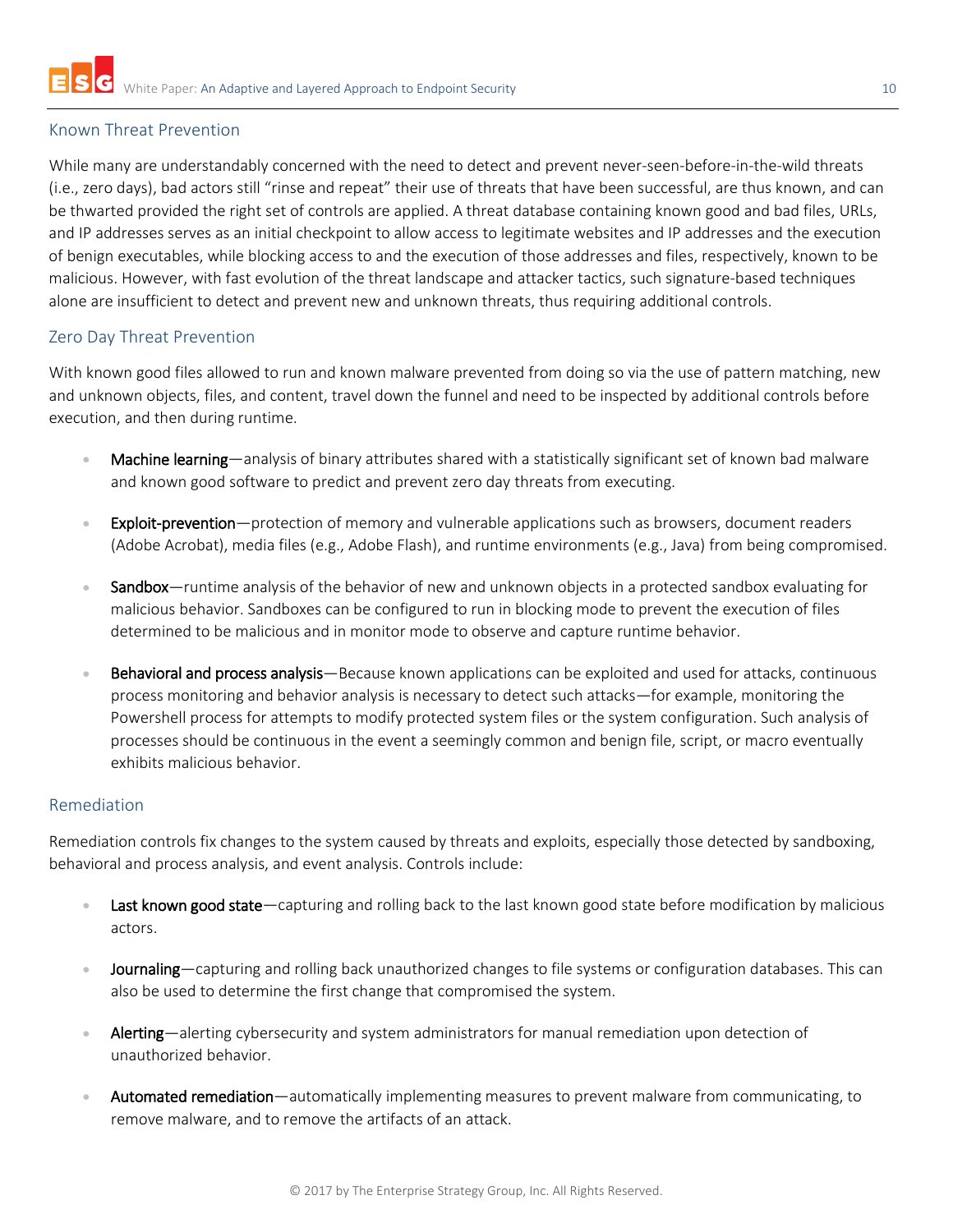### Known Threat Prevention

While many are understandably concerned with the need to detect and prevent never-seen-before-in-the-wild threats (i.e., zero days), bad actors still "rinse and repeat" their use of threats that have been successful, are thus known, and can be thwarted provided the right set of controls are applied. A threat database containing known good and bad files, URLs, and IP addresses serves as an initial checkpoint to allow access to legitimate websites and IP addresses and the execution of benign executables, while blocking access to and the execution of those addresses and files, respectively, known to be malicious. However, with fast evolution of the threat landscape and attacker tactics, such signature-based techniques alone are insufficient to detect and prevent new and unknown threats, thus requiring additional controls.

### Zero Day Threat Prevention

With known good files allowed to run and known malware prevented from doing so via the use of pattern matching, new and unknown objects, files, and content, travel down the funnel and need to be inspected by additional controls before execution, and then during runtime.

- **Machine learning**—analysis of binary attributes shared with a statistically significant set of known bad malware and known good software to predict and prevent zero day threats from executing.
- **Exploit-prevention**—protection of memory and vulnerable applications such as browsers, document readers (Adobe Acrobat), media files (e.g., Adobe Flash), and runtime environments (e.g., Java) from being compromised.
- **Sandbox**—runtime analysis of the behavior of new and unknown objects in a protected sandbox evaluating for malicious behavior. Sandboxes can be configured to run in blocking mode to prevent the execution of files determined to be malicious and in monitor mode to observe and capture runtime behavior.
- **Behavioral and process analysis**—Because known applications can be exploited and used for attacks, continuous process monitoring and behavior analysis is necessary to detect such attacks—for example, monitoring the Powershell process for attempts to modify protected system files or the system configuration. Such analysis of processes should be continuous in the event a seemingly common and benign file, script, or macro eventually exhibits malicious behavior.

### Remediation

Remediation controls fix changes to the system caused by threats and exploits, especially those detected by sandboxing, behavioral and process analysis, and event analysis. Controls include:

- **Last known good state**—capturing and rolling back to the last known good state before modification by malicious actors.
- **Journaling**—capturing and rolling back unauthorized changes to file systems or configuration databases. This can also be used to determine the first change that compromised the system.
- **Alerting**—alerting cybersecurity and system administrators for manual remediation upon detection of unauthorized behavior.
- **Automated remediation**—automatically implementing measures to prevent malware from communicating, to remove malware, and to remove the artifacts of an attack.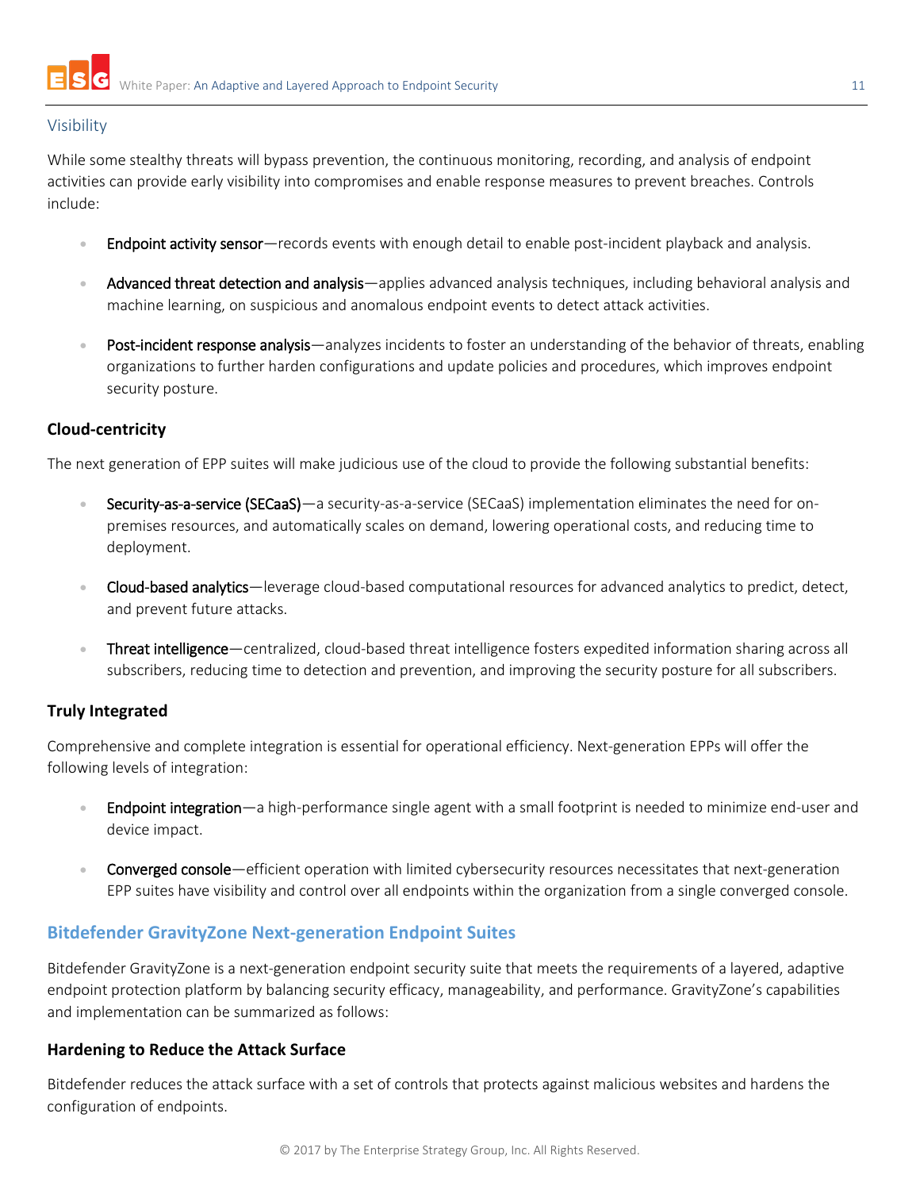### Visibility

While some stealthy threats will bypass prevention, the continuous monitoring, recording, and analysis of endpoint activities can provide early visibility into compromises and enable response measures to prevent breaches. Controls include:

- Endpoint activity sensor—records events with enough detail to enable post-incident playback and analysis.
- Advanced threat detection and analysis—applies advanced analysis techniques, including behavioral analysis and machine learning, on suspicious and anomalous endpoint events to detect attack activities.
- Post-incident response analysis—analyzes incidents to foster an understanding of the behavior of threats, enabling organizations to further harden configurations and update policies and procedures, which improves endpoint security posture.

### Cloud-centricity

The next generation of EPP suites will make judicious use of the cloud to provide the following substantial benefits:

- Security-as-a-service (SECaaS)—a security-as-a-service (SECaaS) implementation eliminates the need for on-premises resources, and automatically scales on demand, lowering operational costs, and reducing time to deployment.
- Cloud-based analytics—leverage cloud-based computational resources for advanced analytics to predict, detect, and prevent future attacks.
- Threat intelligence—centralized, cloud-based threat intelligence fosters expedited information sharing across all subscribers, reducing time to detection and prevention, and improving the security posture for all subscribers.

### Truly Integrated

Comprehensive and complete integration is essential for operational efficiency. Next-generation EPPs will offer the following levels of integration:

- Endpoint integration—a high-performance single agent with a small footprint is needed to minimize end-user and device impact.
- Converged console—efficient operation with limited cybersecurity resources necessitates that next-generation EPP suites have visibility and control over all endpoints within the organization from a single converged console.

## Bitdefender GravityZone Next-generation Endpoint Suites

Bitdefender GravityZone is a next-generation endpoint security suite that meets the requirements of a layered, adaptive endpoint protection platform by balancing security efficacy, manageability, and performance. GravityZone's capabilities and implementation can be summarized as follows:

### Hardening to Reduce the Attack Surface

Bitdefender reduces the attack surface with a set of controls that protects against malicious websites and hardens the configuration of endpoints.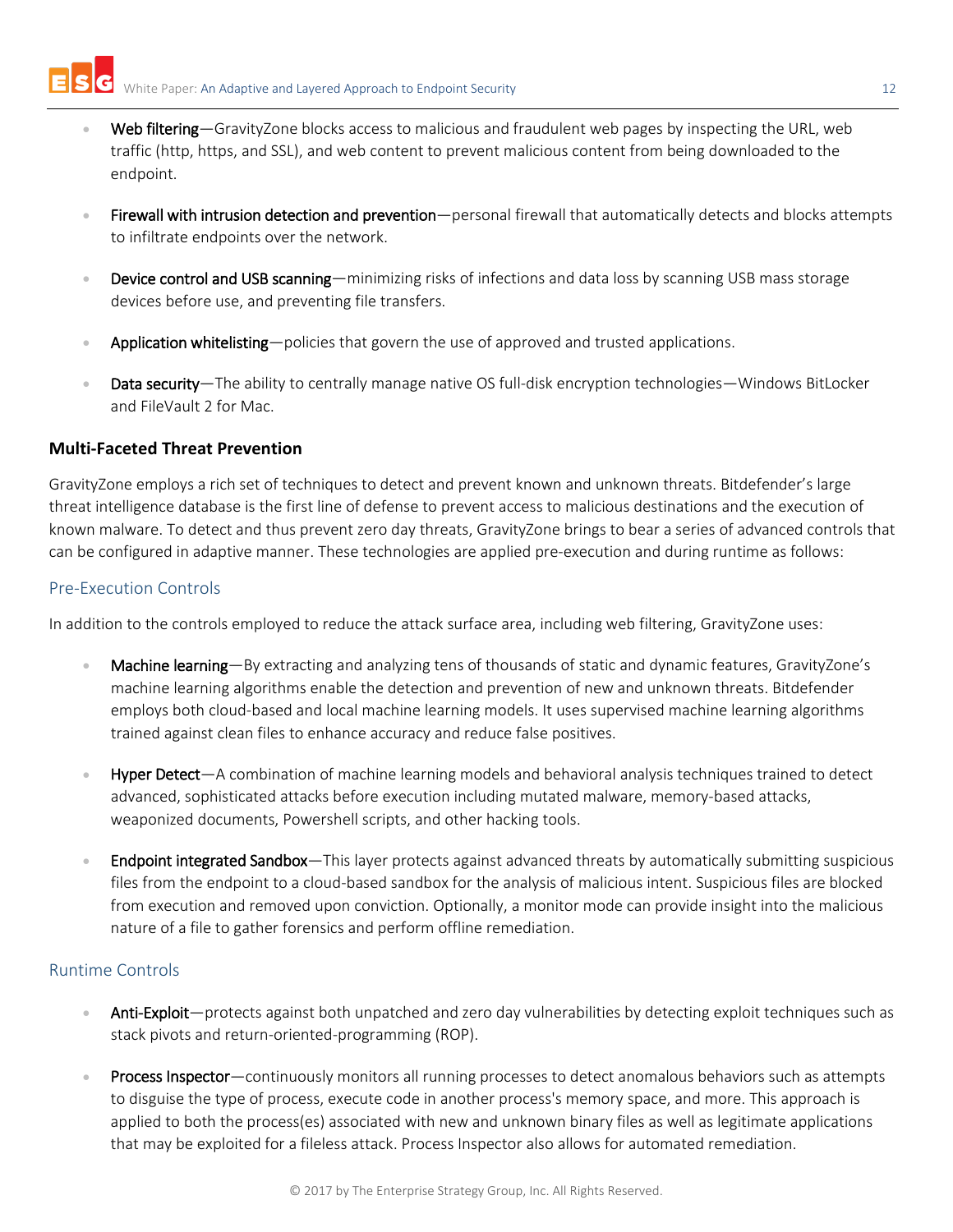- Web filtering—GravityZone blocks access to malicious and fraudulent web pages by inspecting the URL, web traffic (http, https, and SSL), and web content to prevent malicious content from being downloaded to the endpoint.
- Firewall with intrusion detection and prevention—personal firewall that automatically detects and blocks attempts to infiltrate endpoints over the network.
- Device control and USB scanning—minimizing risks of infections and data loss by scanning USB mass storage devices before use, and preventing file transfers.
- Application whitelisting—policies that govern the use of approved and trusted applications.
- Data security—The ability to centrally manage native OS full-disk encryption technologies—Windows BitLocker and FileVault 2 for Mac.

### Multi-Faceted Threat Prevention

GravityZone employs a rich set of techniques to detect and prevent known and unknown threats. Bitdefender's large threat intelligence database is the first line of defense to prevent access to malicious destinations and the execution of known malware. To detect and thus prevent zero day threats, GravityZone brings to bear a series of advanced controls that can be configured in adaptive manner. These technologies are applied pre-execution and during runtime as follows:

#### Pre-Execution Controls

In addition to the controls employed to reduce the attack surface area, including web filtering, GravityZone uses:

- Machine learning—By extracting and analyzing tens of thousands of static and dynamic features, GravityZone's machine learning algorithms enable the detection and prevention of new and unknown threats. Bitdefender employs both cloud-based and local machine learning models. It uses supervised machine learning algorithms trained against clean files to enhance accuracy and reduce false positives.
- Hyper Detect—A combination of machine learning models and behavioral analysis techniques trained to detect advanced, sophisticated attacks before execution including mutated malware, memory-based attacks, weaponized documents, Powershell scripts, and other hacking tools.
- Endpoint integrated Sandbox—This layer protects against advanced threats by automatically submitting suspicious files from the endpoint to a cloud-based sandbox for the analysis of malicious intent. Suspicious files are blocked from execution and removed upon conviction. Optionally, a monitor mode can provide insight into the malicious nature of a file to gather forensics and perform offline remediation.

#### Runtime Controls

- Anti-Exploit—protects against both unpatched and zero day vulnerabilities by detecting exploit techniques such as stack pivots and return-oriented-programming (ROP).
- Process Inspector—continuously monitors all running processes to detect anomalous behaviors such as attempts to disguise the type of process, execute code in another process's memory space, and more. This approach is applied to both the process(es) associated with new and unknown binary files as well as legitimate applications that may be exploited for a fileless attack. Process Inspector also allows for automated remediation.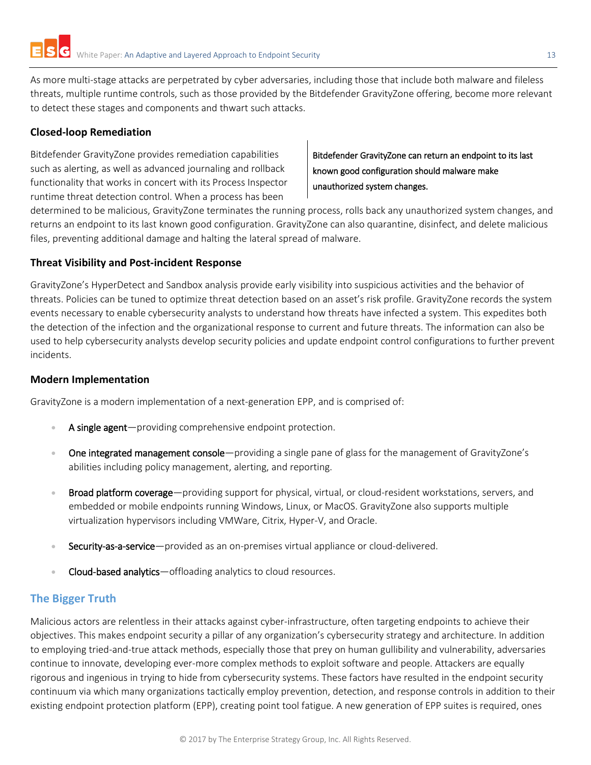As more multi-stage attacks are perpetrated by cyber adversaries, including those that include both malware and fileless threats, multiple runtime controls, such as those provided by the Bitdefender GravityZone offering, become more relevant to detect these stages and components and thwart such attacks.

### Closed-loop Remediation

Bitdefender GravityZone provides remediation capabilities such as alerting, as well as advanced journaling and rollback functionality that works in concert with its Process Inspector runtime threat detection control. When a process has been determined to be malicious, GravityZone terminates the running process, rolls back any unauthorized system changes, and returns an endpoint to its last known good configuration. GravityZone can also quarantine, disinfect, and delete malicious files, preventing additional damage and halting the lateral spread of malware.

> Bitdefender GravityZone can return an endpoint to its last known good configuration should malware make unauthorized system changes.

### Threat Visibility and Post-incident Response

GravityZone's HyperDetect and Sandbox analysis provide early visibility into suspicious activities and the behavior of threats. Policies can be tuned to optimize threat detection based on an asset's risk profile. GravityZone records the system events necessary to enable cybersecurity analysts to understand how threats have infected a system. This expedites both the detection of the infection and the organizational response to current and future threats. The information can also be used to help cybersecurity analysts develop security policies and update endpoint control configurations to further prevent incidents.

### Modern Implementation

GravityZone is a modern implementation of a next-generation EPP, and is comprised of:

- A single agent—providing comprehensive endpoint protection.
- One integrated management console—providing a single pane of glass for the management of GravityZone's abilities including policy management, alerting, and reporting.
- Broad platform coverage—providing support for physical, virtual, or cloud-resident workstations, servers, and embedded or mobile endpoints running Windows, Linux, or MacOS. GravityZone also supports multiple virtualization hypervisors including VMWare, Citrix, Hyper-V, and Oracle.
- Security-as-a-service—provided as an on-premises virtual appliance or cloud-delivered.
- Cloud-based analytics—offloading analytics to cloud resources.

## The Bigger Truth

Malicious actors are relentless in their attacks against cyber-infrastructure, often targeting endpoints to achieve their objectives. This makes endpoint security a pillar of any organization's cybersecurity strategy and architecture. In addition to employing tried-and-true attack methods, especially those that prey on human gullibility and vulnerability, adversaries continue to innovate, developing ever-more complex methods to exploit software and people. Attackers are equally rigorous and ingenious in trying to hide from cybersecurity systems. These factors have resulted in the endpoint security continuum via which many organizations tactically employ prevention, detection, and response controls in addition to their existing endpoint protection platform (EPP), creating point tool fatigue. A new generation of EPP suites is required, ones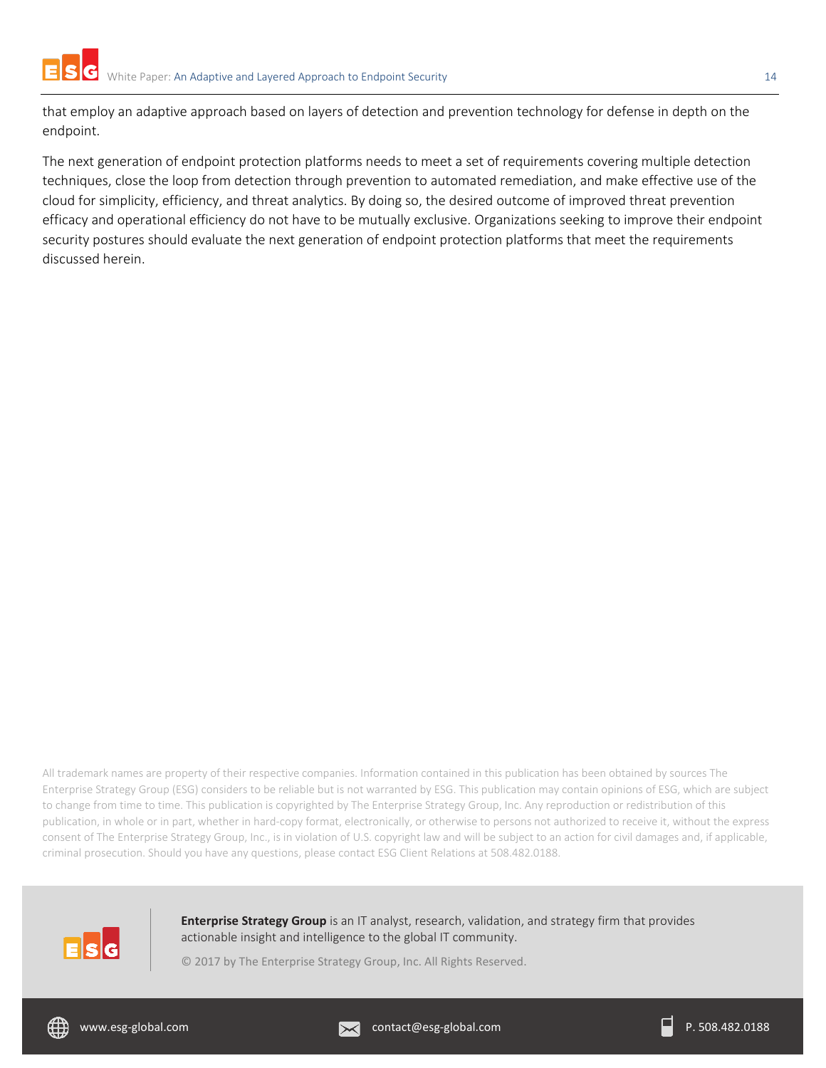that employ an adaptive approach based on layers of detection and prevention technology for defense in depth on the endpoint.

The next generation of endpoint protection platforms needs to meet a set of requirements covering multiple detection techniques, close the loop from detection through prevention to automated remediation, and make effective use of the cloud for simplicity, efficiency, and threat analytics. By doing so, the desired outcome of improved threat prevention efficacy and operational efficiency do not have to be mutually exclusive. Organizations seeking to improve their endpoint security postures should evaluate the next generation of endpoint protection platforms that meet the requirements discussed herein.

All trademark names are property of their respective companies. Information contained in this publication has been obtained by sources The Enterprise Strategy Group (ESG) considers to be reliable but is not warranted by ESG. This publication may contain opinions of ESG, which are subject to change from time to time. This publication is copyrighted by The Enterprise Strategy Group, Inc. Any reproduction or redistribution of this publication, in whole or in part, whether in hard-copy format, electronically, or otherwise to persons not authorized to receive it, without the express consent of The Enterprise Strategy Group, Inc., is in violation of U.S. copyright law and will be subject to an action for civil damages and, if applicable, criminal prosecution. Should you have any questions, please contact ESG Client Relations at 508.482.0188.

**Enterprise Strategy Group** is an IT analyst, research, validation, and strategy firm that provides actionable insight and intelligence to the global IT community.

© 2017 by The Enterprise Strategy Group, Inc. All Rights Reserved.

www.esg-global.com contact@esg-global.com P. 508.482.0188